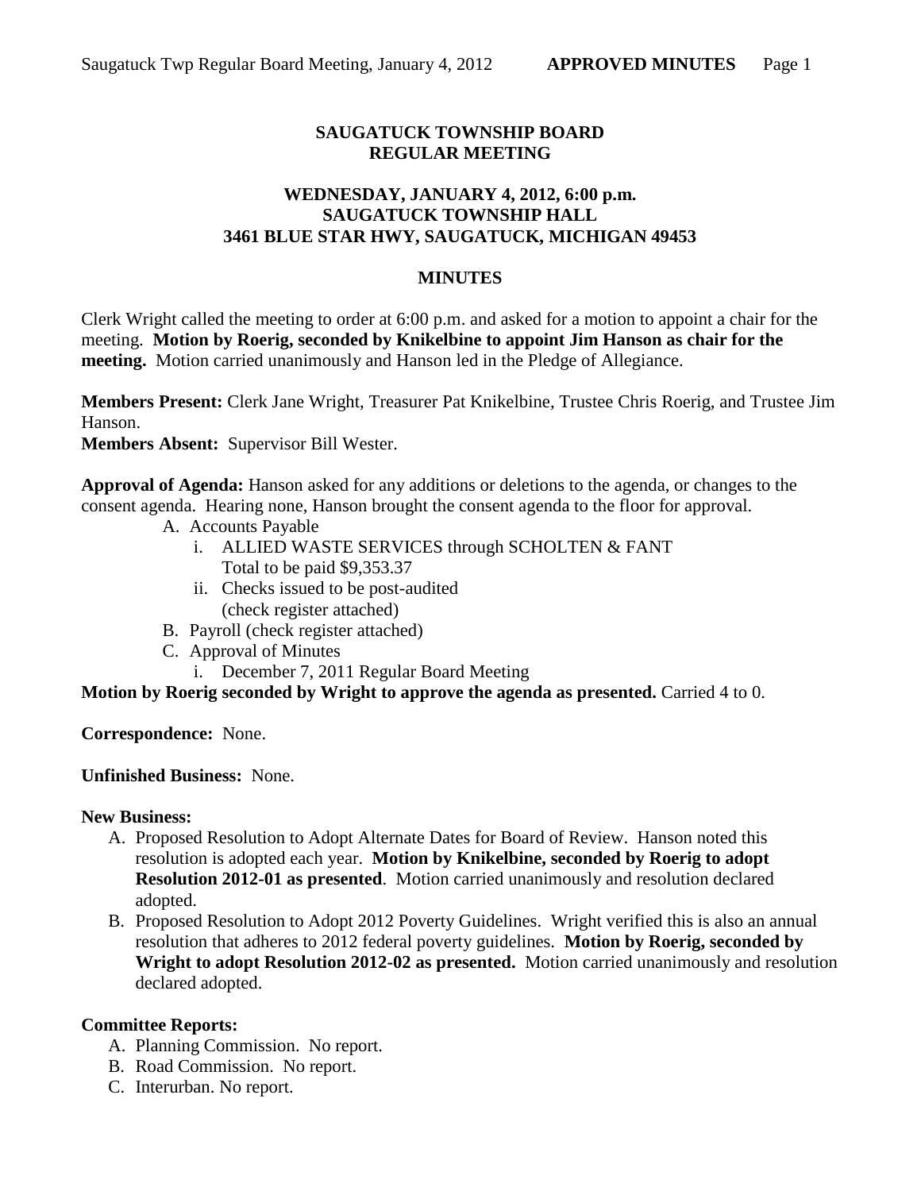# SAUGATUCK TOWNSHIP BOARD
# REGULAR MEETING

### WEDNESDAY, JANUARY 4, 2012, 6:00 p.m.
### SAUGATUCK TOWNSHIP HALL
### 3461 BLUE STAR HWY, SAUGATUCK, MICHIGAN 49453

## MINUTES

Clerk Wright called the meeting to order at 6:00 p.m. and asked for a motion to appoint a chair for the meeting. **Motion by Roerig, seconded by Knikelbine to appoint Jim Hanson as chair for the meeting.** Motion carried unanimously and Hanson led in the Pledge of Allegiance.

**Members Present:** Clerk Jane Wright, Treasurer Pat Knikelbine, Trustee Chris Roerig, and Trustee Jim Hanson.
**Members Absent:** Supervisor Bill Wester.

**Approval of Agenda:** Hanson asked for any additions or deletions to the agenda, or changes to the consent agenda. Hearing none, Hanson brought the consent agenda to the floor for approval.

- A. Accounts Payable
  - i. ALLIED WASTE SERVICES through SCHOLTEN & FANT
    Total to be paid $9,353.37
  - ii. Checks issued to be post-audited
    (check register attached)
- B. Payroll (check register attached)
- C. Approval of Minutes
  - i. December 7, 2011 Regular Board Meeting

**Motion by Roerig seconded by Wright to approve the agenda as presented.** Carried 4 to 0.

**Correspondence:** None.

**Unfinished Business:** None.

**New Business:**

- A. Proposed Resolution to Adopt Alternate Dates for Board of Review. Hanson noted this resolution is adopted each year. **Motion by Knikelbine, seconded by Roerig to adopt Resolution 2012-01 as presented**. Motion carried unanimously and resolution declared adopted.
- B. Proposed Resolution to Adopt 2012 Poverty Guidelines. Wright verified this is also an annual resolution that adheres to 2012 federal poverty guidelines. **Motion by Roerig, seconded by Wright to adopt Resolution 2012-02 as presented.** Motion carried unanimously and resolution declared adopted.

**Committee Reports:**

- A. Planning Commission. No report.
- B. Road Commission. No report.
- C. Interurban. No report.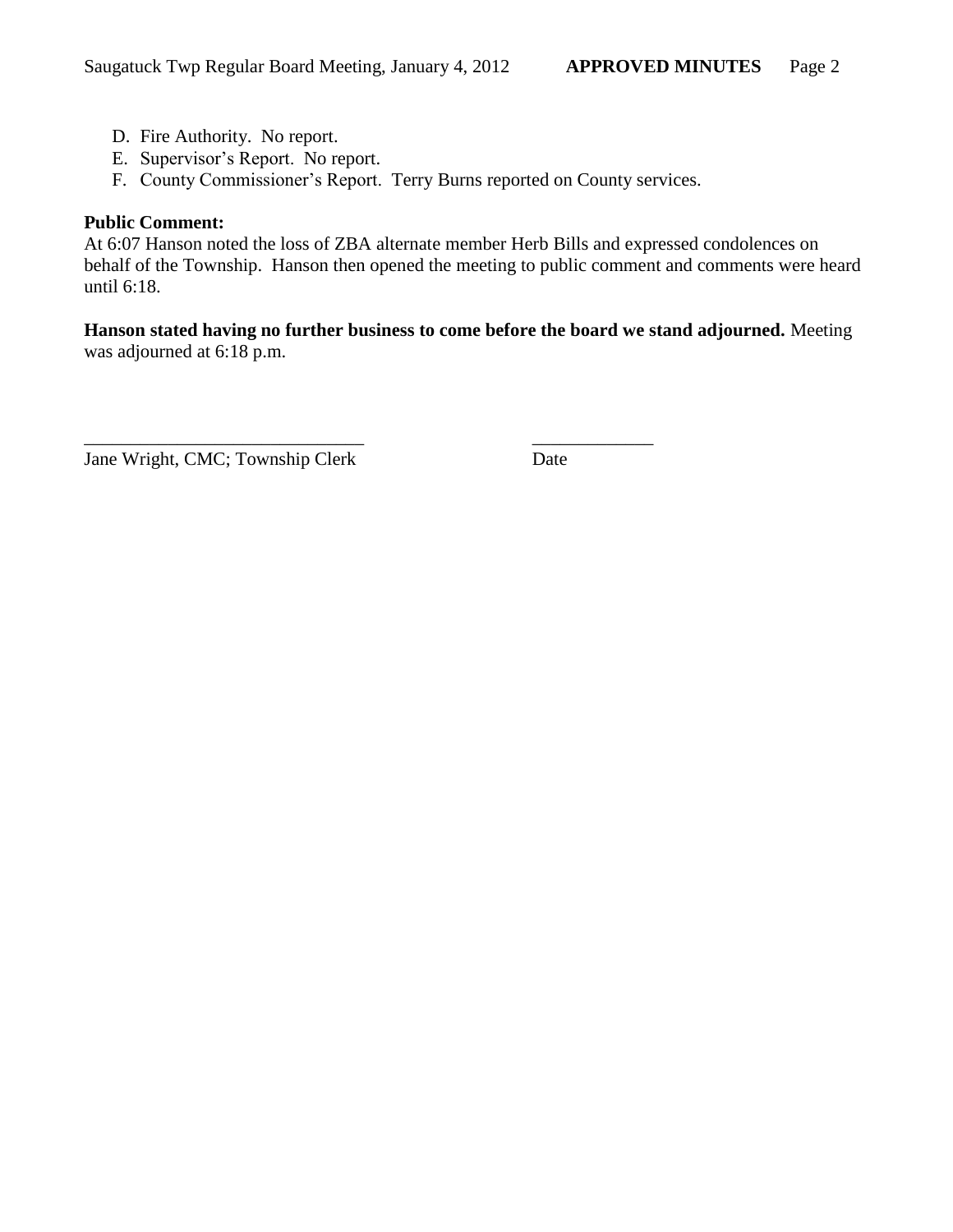D. Fire Authority. No report.
E. Supervisor's Report. No report.
F. County Commissioner's Report. Terry Burns reported on County services.

**Public Comment:**
At 6:07 Hanson noted the loss of ZBA alternate member Herb Bills and expressed condolences on behalf of the Township. Hanson then opened the meeting to public comment and comments were heard until 6:18.

**Hanson stated having no further business to come before the board we stand adjourned.** Meeting was adjourned at 6:18 p.m.

______________________________ _____________
Jane Wright, CMC; Township Clerk Date